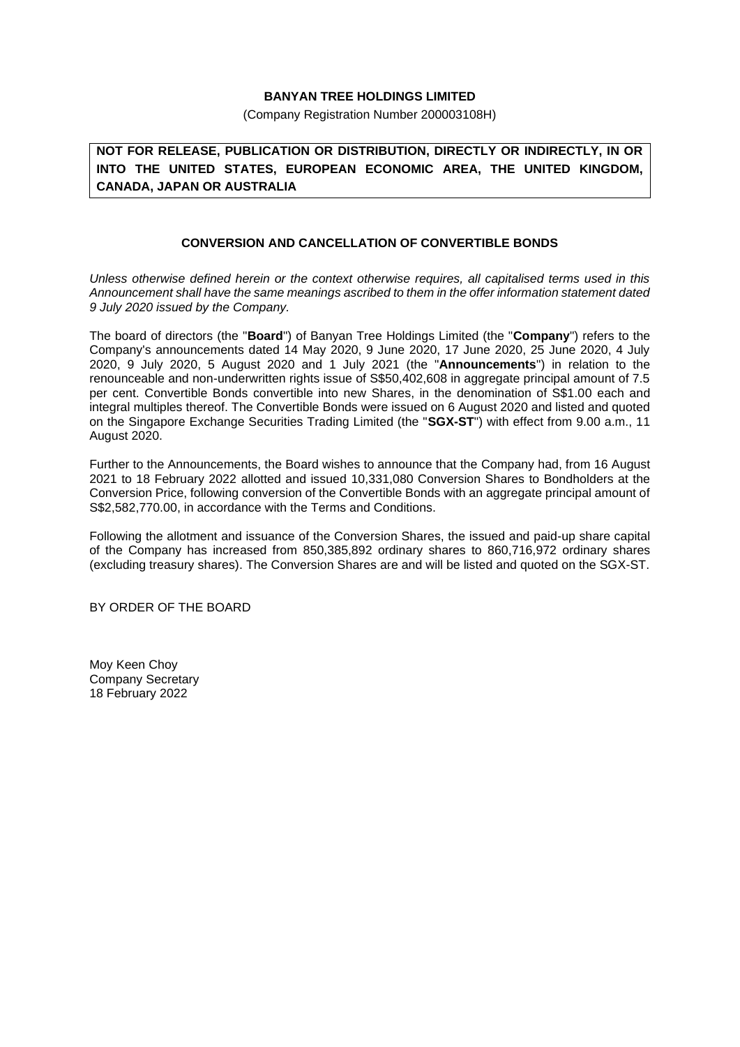**BANYAN TREE HOLDINGS LIMITED**

(Company Registration Number 200003108H)

**NOT FOR RELEASE, PUBLICATION OR DISTRIBUTION, DIRECTLY OR INDIRECTLY, IN OR INTO THE UNITED STATES, EUROPEAN ECONOMIC AREA, THE UNITED KINGDOM, CANADA, JAPAN OR AUSTRALIA**

**CONVERSION AND CANCELLATION OF CONVERTIBLE BONDS**

*Unless otherwise defined herein or the context otherwise requires, all capitalised terms used in this Announcement shall have the same meanings ascribed to them in the offer information statement dated 9 July 2020 issued by the Company.*

The board of directors (the "**Board**") of Banyan Tree Holdings Limited (the "**Company**") refers to the Company's announcements dated 14 May 2020, 9 June 2020, 17 June 2020, 25 June 2020, 4 July 2020, 9 July 2020, 5 August 2020 and 1 July 2021 (the "**Announcements**") in relation to the renounceable and non-underwritten rights issue of S$50,402,608 in aggregate principal amount of 7.5 per cent. Convertible Bonds convertible into new Shares, in the denomination of S$1.00 each and integral multiples thereof. The Convertible Bonds were issued on 6 August 2020 and listed and quoted on the Singapore Exchange Securities Trading Limited (the "**SGX-ST**") with effect from 9.00 a.m., 11 August 2020.

Further to the Announcements, the Board wishes to announce that the Company had, from 16 August 2021 to 18 February 2022 allotted and issued 10,331,080 Conversion Shares to Bondholders at the Conversion Price, following conversion of the Convertible Bonds with an aggregate principal amount of S$2,582,770.00, in accordance with the Terms and Conditions.

Following the allotment and issuance of the Conversion Shares, the issued and paid-up share capital of the Company has increased from 850,385,892 ordinary shares to 860,716,972 ordinary shares (excluding treasury shares). The Conversion Shares are and will be listed and quoted on the SGX-ST.

BY ORDER OF THE BOARD

Moy Keen Choy
Company Secretary
18 February 2022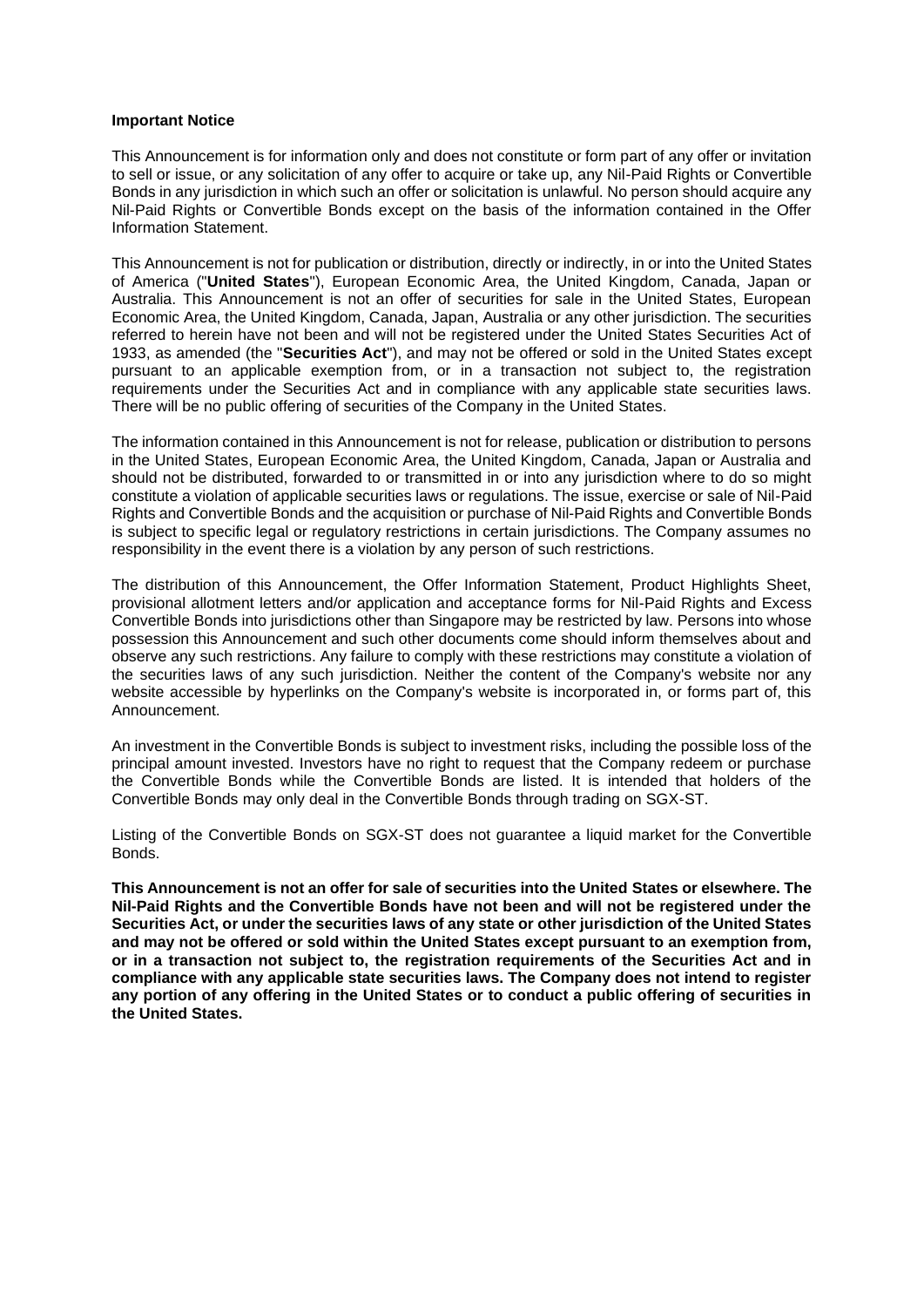**Important Notice**

This Announcement is for information only and does not constitute or form part of any offer or invitation to sell or issue, or any solicitation of any offer to acquire or take up, any Nil-Paid Rights or Convertible Bonds in any jurisdiction in which such an offer or solicitation is unlawful. No person should acquire any Nil-Paid Rights or Convertible Bonds except on the basis of the information contained in the Offer Information Statement.

This Announcement is not for publication or distribution, directly or indirectly, in or into the United States of America ("**United States**"), European Economic Area, the United Kingdom, Canada, Japan or Australia. This Announcement is not an offer of securities for sale in the United States, European Economic Area, the United Kingdom, Canada, Japan, Australia or any other jurisdiction. The securities referred to herein have not been and will not be registered under the United States Securities Act of 1933, as amended (the "**Securities Act**"), and may not be offered or sold in the United States except pursuant to an applicable exemption from, or in a transaction not subject to, the registration requirements under the Securities Act and in compliance with any applicable state securities laws. There will be no public offering of securities of the Company in the United States.

The information contained in this Announcement is not for release, publication or distribution to persons in the United States, European Economic Area, the United Kingdom, Canada, Japan or Australia and should not be distributed, forwarded to or transmitted in or into any jurisdiction where to do so might constitute a violation of applicable securities laws or regulations. The issue, exercise or sale of Nil-Paid Rights and Convertible Bonds and the acquisition or purchase of Nil-Paid Rights and Convertible Bonds is subject to specific legal or regulatory restrictions in certain jurisdictions. The Company assumes no responsibility in the event there is a violation by any person of such restrictions.

The distribution of this Announcement, the Offer Information Statement, Product Highlights Sheet, provisional allotment letters and/or application and acceptance forms for Nil-Paid Rights and Excess Convertible Bonds into jurisdictions other than Singapore may be restricted by law. Persons into whose possession this Announcement and such other documents come should inform themselves about and observe any such restrictions. Any failure to comply with these restrictions may constitute a violation of the securities laws of any such jurisdiction. Neither the content of the Company's website nor any website accessible by hyperlinks on the Company's website is incorporated in, or forms part of, this Announcement.

An investment in the Convertible Bonds is subject to investment risks, including the possible loss of the principal amount invested. Investors have no right to request that the Company redeem or purchase the Convertible Bonds while the Convertible Bonds are listed. It is intended that holders of the Convertible Bonds may only deal in the Convertible Bonds through trading on SGX-ST.

Listing of the Convertible Bonds on SGX-ST does not guarantee a liquid market for the Convertible Bonds.

**This Announcement is not an offer for sale of securities into the United States or elsewhere. The Nil-Paid Rights and the Convertible Bonds have not been and will not be registered under the Securities Act, or under the securities laws of any state or other jurisdiction of the United States and may not be offered or sold within the United States except pursuant to an exemption from, or in a transaction not subject to, the registration requirements of the Securities Act and in compliance with any applicable state securities laws. The Company does not intend to register any portion of any offering in the United States or to conduct a public offering of securities in the United States.**